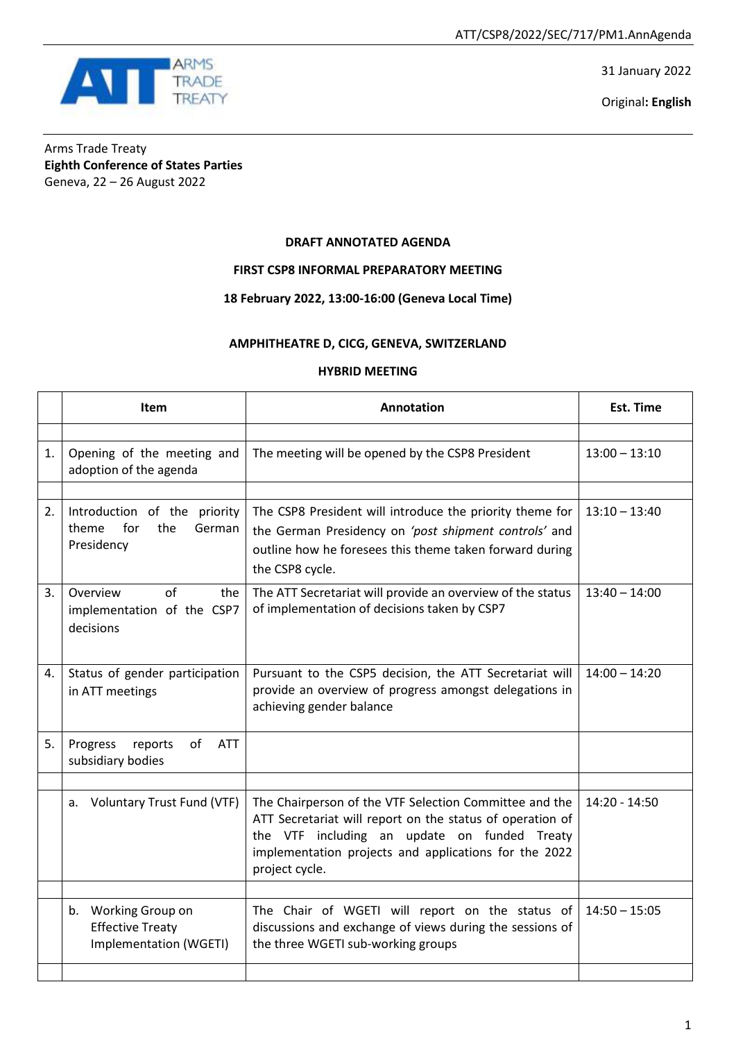ATT/CSP8/2022/SEC/717/PM1.AnnAgenda

31 January 2022

Original**: English**

Arms Trade Treaty
**Eighth Conference of States Parties**
Geneva, 22 – 26 August 2022

**DRAFT ANNOTATED AGENDA**

**FIRST CSP8 INFORMAL PREPARATORY MEETING**

**18 February 2022, 13:00-16:00 (Geneva Local Time)**

**AMPHITHEATRE D, CICG, GENEVA, SWITZERLAND**

**HYBRID MEETING**

| | Item | Annotation | Est. Time |
|---|---|---|---|
| | | | |
| 1. | Opening of the meeting and adoption of the agenda | The meeting will be opened by the CSP8 President | 13:00 – 13:10 |
| | | | |
| 2. | Introduction of the priority theme for the German Presidency | The CSP8 President will introduce the priority theme for the German Presidency on *'post shipment controls'* and outline how he foresees this theme taken forward during the CSP8 cycle. | 13:10 – 13:40 |
| 3. | Overview of the implementation of the CSP7 decisions | The ATT Secretariat will provide an overview of the status of implementation of decisions taken by CSP7 | 13:40 – 14:00 |
| 4. | Status of gender participation in ATT meetings | Pursuant to the CSP5 decision, the ATT Secretariat will provide an overview of progress amongst delegations in achieving gender balance | 14:00 – 14:20 |
| 5. | Progress reports of ATT subsidiary bodies | | |
| | | | |
| | a. Voluntary Trust Fund (VTF) | The Chairperson of the VTF Selection Committee and the ATT Secretariat will report on the status of operation of the VTF including an update on funded Treaty implementation projects and applications for the 2022 project cycle. | 14:20 - 14:50 |
| | | | |
| | b. Working Group on Effective Treaty Implementation (WGETI) | The Chair of WGETI will report on the status of discussions and exchange of views during the sessions of the three WGETI sub-working groups | 14:50 – 15:05 |
| | | | |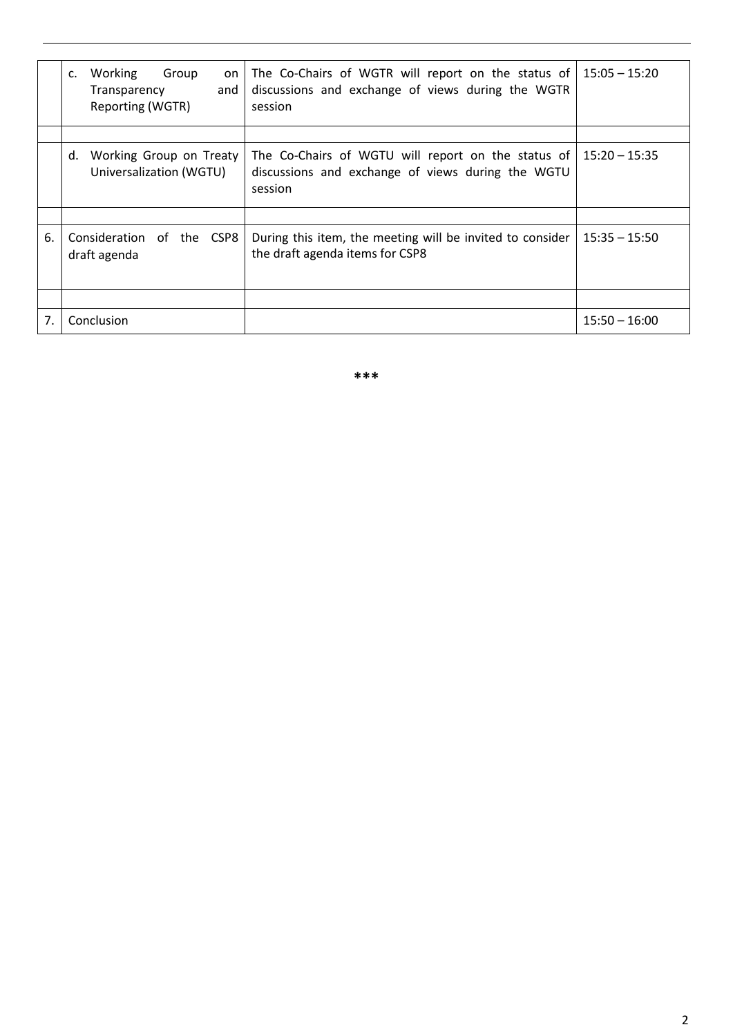| | | | |
|---|---|---|---|
| | c. Working Group on Transparency and Reporting (WGTR) | The Co-Chairs of WGTR will report on the status of discussions and exchange of views during the WGTR session | 15:05 – 15:20 |
| | | | |
| | d. Working Group on Treaty Universalization (WGTU) | The Co-Chairs of WGTU will report on the status of discussions and exchange of views during the WGTU session | 15:20 – 15:35 |
| | | | |
| 6. | Consideration of the CSP8 draft agenda | During this item, the meeting will be invited to consider the draft agenda items for CSP8 | 15:35 – 15:50 |
| | | | |
| 7. | Conclusion | | 15:50 – 16:00 |

***